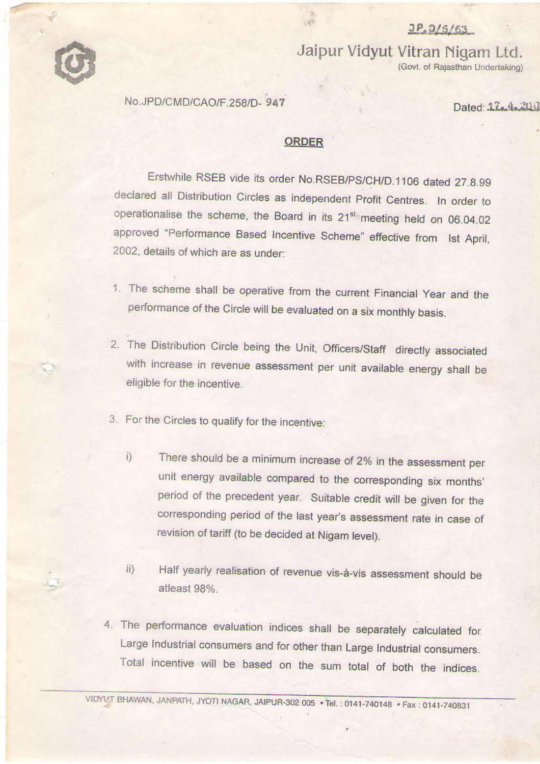JP.D/S/63

Jaipur Vidyut Vitran Nigam Ltd.
(Govt. of Rajasthan Undertaking)

No.JPD/CMD/CAO/F.258/D- 947

Dated: 17.4.2002

## ORDER

Erstwhile RSEB vide its order No.RSEB/PS/CH/D.1106 dated 27.8.99 declared all Distribution Circles as independent Profit Centres. In order to operationalise the scheme, the Board in its 21st meeting held on 06.04.02 approved "Performance Based Incentive Scheme" effective from Ist April, 2002, details of which are as under:

1. The scheme shall be operative from the current Financial Year and the performance of the Circle will be evaluated on a six monthly basis.

2. The Distribution Circle being the Unit, Officers/Staff directly associated with increase in revenue assessment per unit available energy shall be eligible for the incentive.

3. For the Circles to qualify for the incentive:

   i) There should be a minimum increase of 2% in the assessment per unit energy available compared to the corresponding six months' period of the precedent year. Suitable credit will be given for the corresponding period of the last year's assessment rate in case of revision of tariff (to be decided at Nigam level).

   ii) Half yearly realisation of revenue vis-à-vis assessment should be atleast 98%.

4. The performance evaluation indices shall be separately calculated for Large Industrial consumers and for other than Large Industrial consumers. Total incentive will be based on the sum total of both the indices.

VIDYUT BHAWAN, JANPATH, JYOTI NAGAR, JAIPUR-302 005 • Tel. : 0141-740148 • Fax : 0141-740831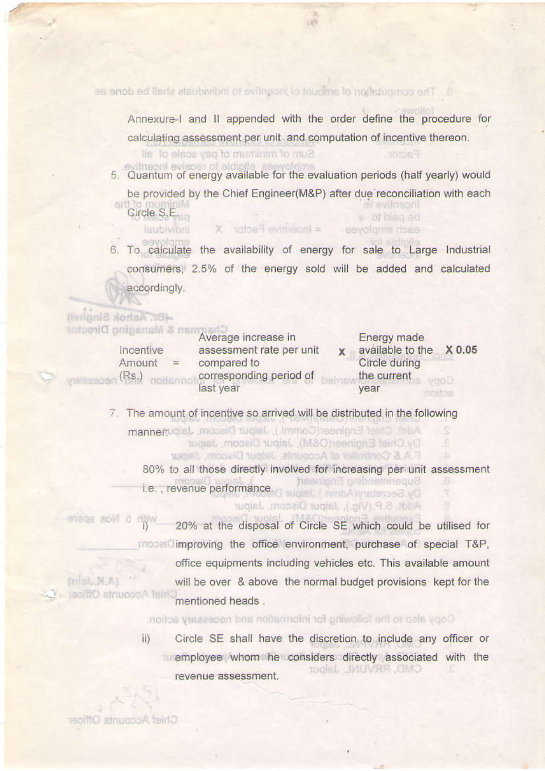Annexure-I and II appended with the order define the procedure for calculating assessment per unit and computation of incentive thereon.

5. Quantum of energy available for the evaluation periods (half yearly) would be provided by the Chief Engineer(M&P) after due reconciliation with each Circle S.E.

6. To calculate the availability of energy for sale to Large Industrial consumers, 2.5% of the energy sold will be added and calculated accordingly.

| Incentive Amount (Rs.) | = | Average increase in assessment rate per unit compared to corresponding period of last year | x | Energy made available to the Circle during the current year | X 0.05 |
|---|---|---|---|---|---|

7. The amount of incentive so arrived will be distributed in the following manner:

   80% to all those directly involved for increasing per unit assessment i.e., revenue performance.

   i) 20% at the disposal of Circle SE which could be utilised for improving the office environment, purchase of special T&P, office equipments including vehicles etc. This available amount will be over & above the normal budget provisions kept for the mentioned heads.

   ii) Circle SE shall have the discretion to include any officer or employee whom he considers directly associated with the revenue assessment.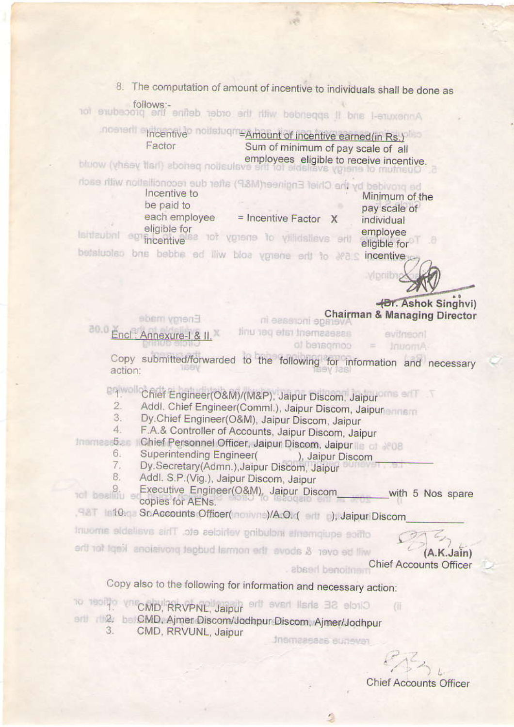8. The computation of amount of incentive to individuals shall be done as follows:-

$$\text{Incentive Factor} = \frac{\text{Amount of incentive earned (in Rs.)}}{\text{Sum of minimum of pay scale of all employees eligible to receive incentive.}}$$

$$\text{Incentive to be paid to each employee eligible for incentive} = \text{Incentive Factor} \times \text{Minimum of the pay scale of individual employee eligible for incentive}$$

**(Dr. Ashok Singhvi)**
**Chairman & Managing Director**

Encl: Annexure-I & II.

Copy submitted/forwarded to the following for information and necessary action:

1. Chief Engineer(O&M)/(M&P), Jaipur Discom, Jaipur
2. Addl. Chief Engineer(Comml.), Jaipur Discom, Jaipur
3. Dy.Chief Engineer(O&M), Jaipur Discom, Jaipur
4. F.A.& Controller of Accounts, Jaipur Discom, Jaipur
5. Chief Personnel Officer, Jaipur Discom, Jaipur
6. Superintending Engineer( ), Jaipur Discom \_\_\_\_\_\_\_\_\_\_
7. Dy.Secretary(Admn.),Jaipur Discom, Jaipur
8. Addl. S.P.(Vig.), Jaipur Discom, Jaipur
9. Executive Engineer(O&M), Jaipur Discom\_\_\_\_\_\_\_\_ with 5 Nos spare copies for AENs.
10. Sr.Accounts Officer( )/A.O.( ), Jaipur Discom\_\_\_\_\_\_\_\_\_\_

**(A.K.Jain)**
**Chief Accounts Officer**

Copy also to the following for information and necessary action:

1. CMD, RRVPNL, Jaipur
2. CMD, Ajmer Discom/Jodhpur Discom, Ajmer/Jodhpur
3. CMD, RRVUNL, Jaipur

**Chief Accounts Officer**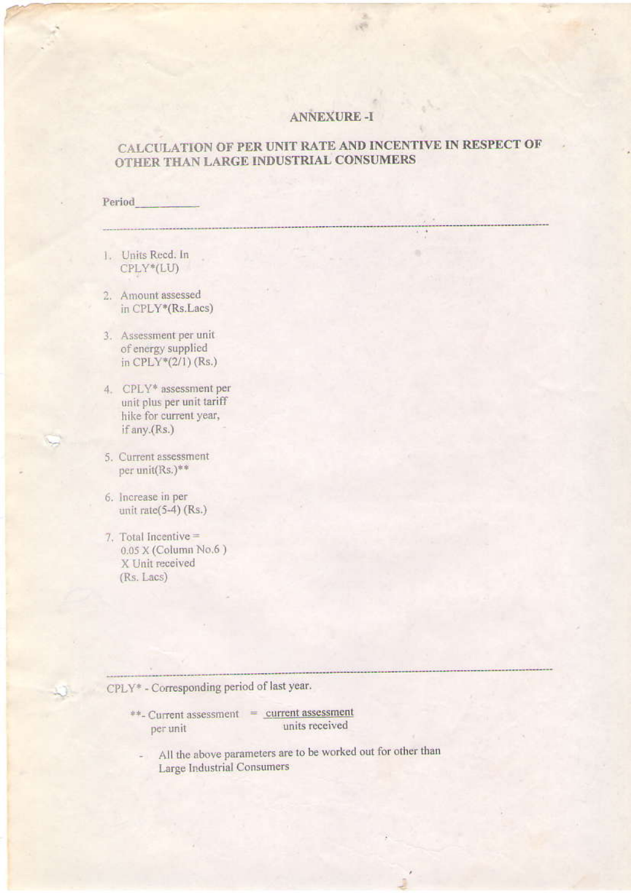# ANNEXURE -I

## CALCULATION OF PER UNIT RATE AND INCENTIVE IN RESPECT OF OTHER THAN LARGE INDUSTRIAL CONSUMERS

**Period**\_\_\_\_\_\_\_\_\_\_

---

1. Units Recd. In CPLY*(LU)
2. Amount assessed in CPLY*(Rs.Lacs)
3. Assessment per unit of energy supplied in CPLY*(2/1) (Rs.)
4. CPLY* assessment per unit plus per unit tariff hike for current year, if any.(Rs.)
5. Current assessment per unit(Rs.)**
6. Increase in per unit rate(5-4) (Rs.)
7. Total Incentive = 0.05 X (Column No.6 ) X Unit received (Rs. Lacs)

---

CPLY* - Corresponding period of last year.

**- Current assessment per unit = $\frac{\text{current assessment}}{\text{units received}}$

- All the above parameters are to be worked out for other than Large Industrial Consumers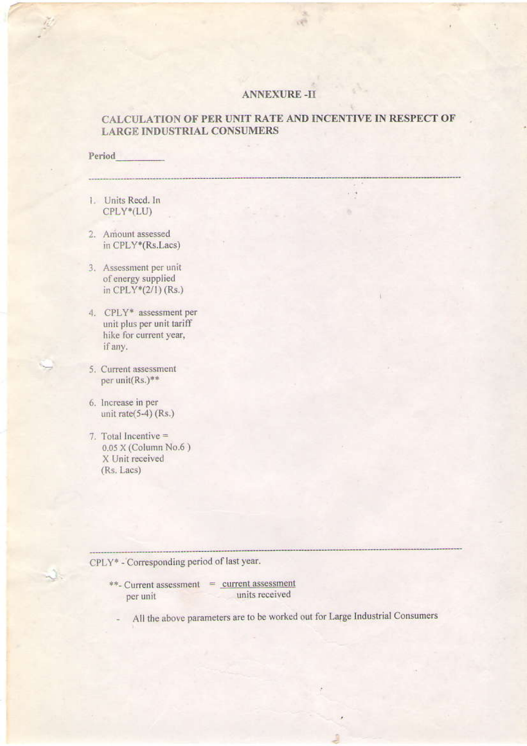# ANNEXURE -II

## CALCULATION OF PER UNIT RATE AND INCENTIVE IN RESPECT OF LARGE INDUSTRIAL CONSUMERS

**Period**\_\_\_\_\_\_\_\_\_

---

1. Units Recd. In CPLY*(LU)

2. Amount assessed in CPLY*(Rs.Lacs)

3. Assessment per unit of energy supplied in CPLY*(2/1) (Rs.)

4. CPLY* assessment per unit plus per unit tariff hike for current year, if any.

5. Current assessment per unit(Rs.)**

6. Increase in per unit rate(5-4) (Rs.)

7. Total Incentive = 0.05 X (Column No.6 ) X Unit received (Rs. Lacs)

---

CPLY* - Corresponding period of last year.

**- Current assessment per unit = $\frac{\text{current assessment}}{\text{units received}}$

- All the above parameters are to be worked out for Large Industrial Consumers